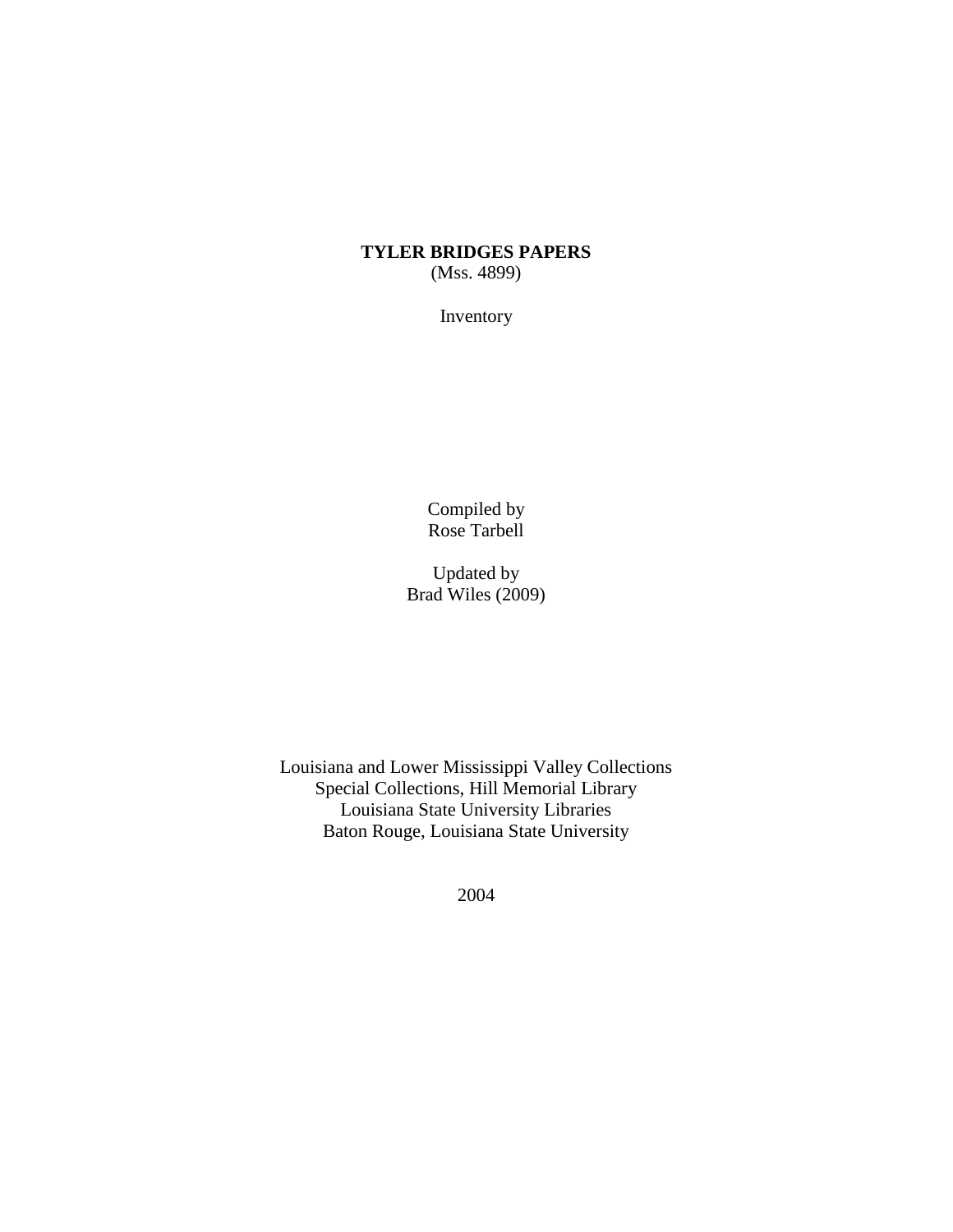# TYLER BRIDGES PAPERS
(Mss. 4899)

Inventory

Compiled by
Rose Tarbell

Updated by
Brad Wiles (2009)

Louisiana and Lower Mississippi Valley Collections
Special Collections, Hill Memorial Library
Louisiana State University Libraries
Baton Rouge, Louisiana State University

2004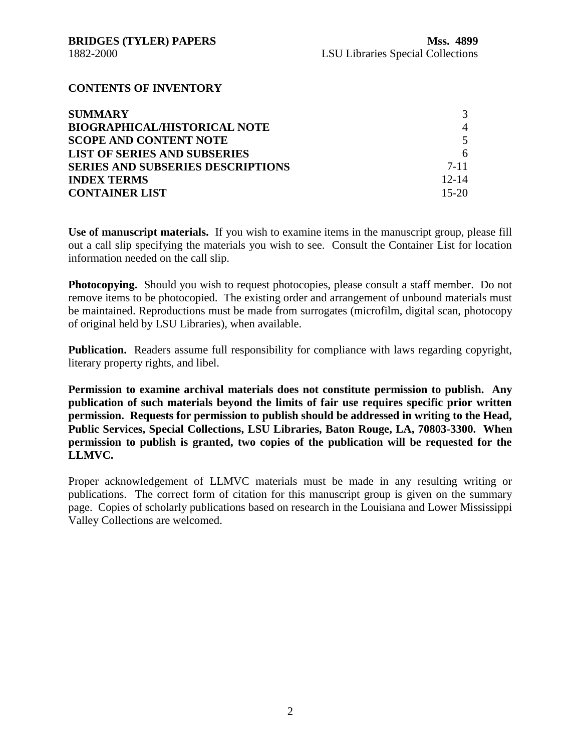**CONTENTS OF INVENTORY**

| | |
|---|---|
| **SUMMARY** | 3 |
| **BIOGRAPHICAL/HISTORICAL NOTE** | 4 |
| **SCOPE AND CONTENT NOTE** | 5 |
| **LIST OF SERIES AND SUBSERIES** | 6 |
| **SERIES AND SUBSERIES DESCRIPTIONS** | 7-11 |
| **INDEX TERMS** | 12-14 |
| **CONTAINER LIST** | 15-20 |

**Use of manuscript materials.** If you wish to examine items in the manuscript group, please fill out a call slip specifying the materials you wish to see. Consult the Container List for location information needed on the call slip.

**Photocopying.** Should you wish to request photocopies, please consult a staff member. Do not remove items to be photocopied. The existing order and arrangement of unbound materials must be maintained. Reproductions must be made from surrogates (microfilm, digital scan, photocopy of original held by LSU Libraries), when available.

**Publication.** Readers assume full responsibility for compliance with laws regarding copyright, literary property rights, and libel.

**Permission to examine archival materials does not constitute permission to publish. Any publication of such materials beyond the limits of fair use requires specific prior written permission. Requests for permission to publish should be addressed in writing to the Head, Public Services, Special Collections, LSU Libraries, Baton Rouge, LA, 70803-3300. When permission to publish is granted, two copies of the publication will be requested for the LLMVC.**

Proper acknowledgement of LLMVC materials must be made in any resulting writing or publications. The correct form of citation for this manuscript group is given on the summary page. Copies of scholarly publications based on research in the Louisiana and Lower Mississippi Valley Collections are welcomed.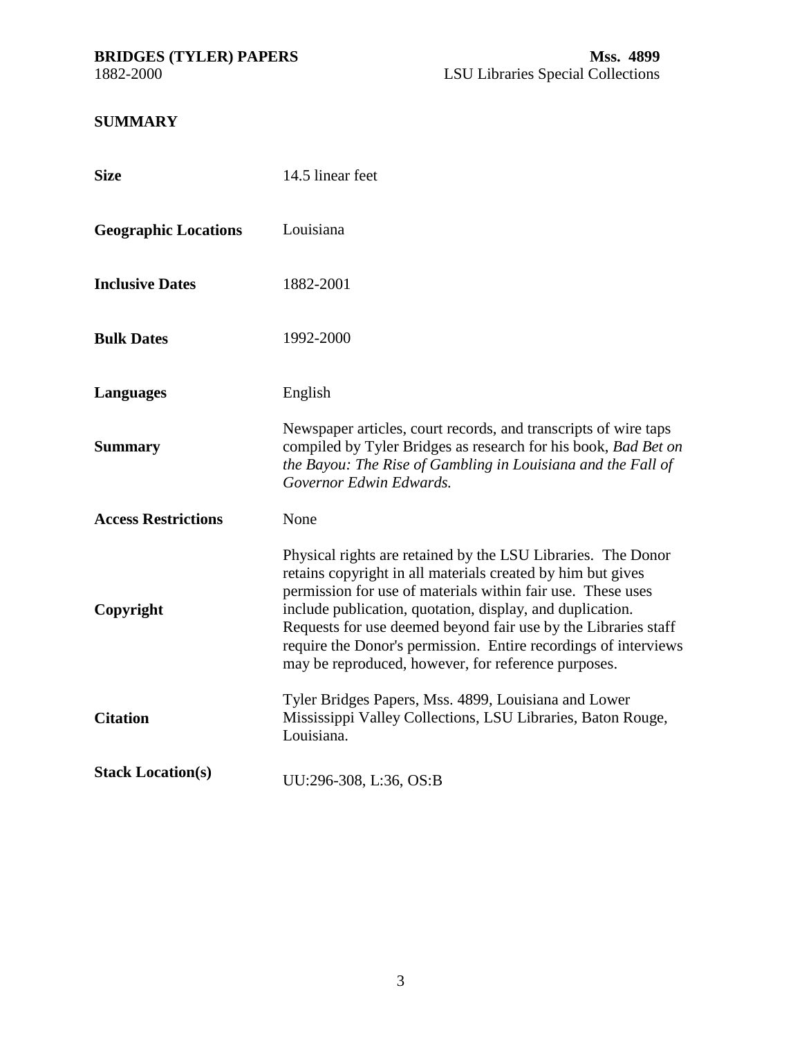## SUMMARY

| | |
|---|---|
| **Size** | 14.5 linear feet |
| **Geographic Locations** | Louisiana |
| **Inclusive Dates** | 1882-2001 |
| **Bulk Dates** | 1992-2000 |
| **Languages** | English |
| **Summary** | Newspaper articles, court records, and transcripts of wire taps compiled by Tyler Bridges as research for his book, *Bad Bet on the Bayou: The Rise of Gambling in Louisiana and the Fall of Governor Edwin Edwards.* |
| **Access Restrictions** | None |
| **Copyright** | Physical rights are retained by the LSU Libraries. The Donor retains copyright in all materials created by him but gives permission for use of materials within fair use. These uses include publication, quotation, display, and duplication. Requests for use deemed beyond fair use by the Libraries staff require the Donor's permission. Entire recordings of interviews may be reproduced, however, for reference purposes. |
| **Citation** | Tyler Bridges Papers, Mss. 4899, Louisiana and Lower Mississippi Valley Collections, LSU Libraries, Baton Rouge, Louisiana. |
| **Stack Location(s)** | UU:296-308, L:36, OS:B |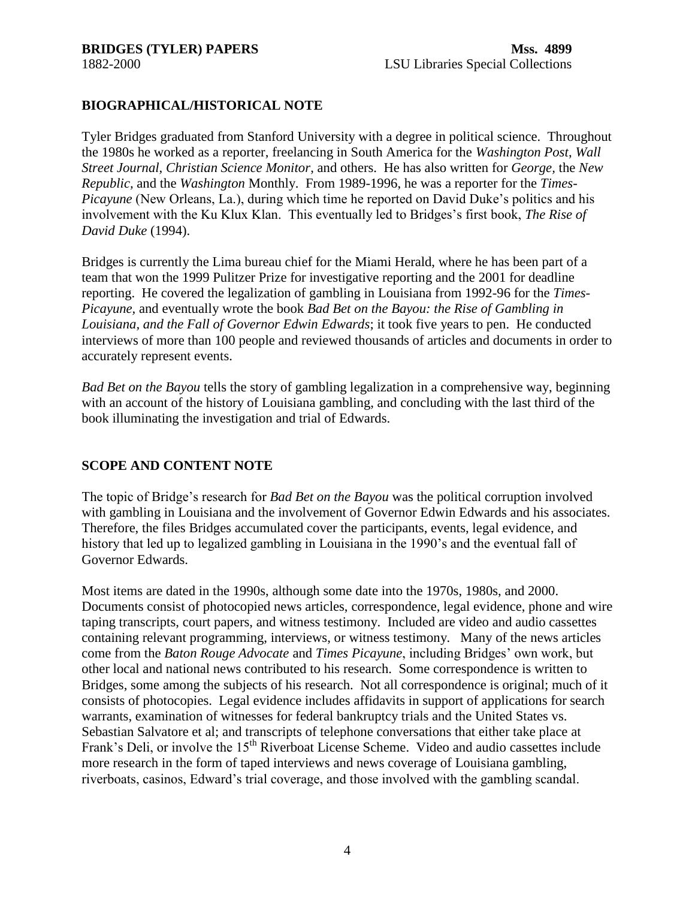## BIOGRAPHICAL/HISTORICAL NOTE

Tyler Bridges graduated from Stanford University with a degree in political science. Throughout the 1980s he worked as a reporter, freelancing in South America for the *Washington Post*, *Wall Street Journal*, *Christian Science Monitor*, and others. He has also written for *George*, the *New Republic,* and the *Washington* Monthly. From 1989-1996, he was a reporter for the *Times-Picayune* (New Orleans, La.), during which time he reported on David Duke's politics and his involvement with the Ku Klux Klan. This eventually led to Bridges's first book, *The Rise of David Duke* (1994).

Bridges is currently the Lima bureau chief for the Miami Herald, where he has been part of a team that won the 1999 Pulitzer Prize for investigative reporting and the 2001 for deadline reporting. He covered the legalization of gambling in Louisiana from 1992-96 for the *Times-Picayune,* and eventually wrote the book *Bad Bet on the Bayou: the Rise of Gambling in Louisiana, and the Fall of Governor Edwin Edwards*; it took five years to pen. He conducted interviews of more than 100 people and reviewed thousands of articles and documents in order to accurately represent events.

*Bad Bet on the Bayou* tells the story of gambling legalization in a comprehensive way, beginning with an account of the history of Louisiana gambling, and concluding with the last third of the book illuminating the investigation and trial of Edwards.

## SCOPE AND CONTENT NOTE

The topic of Bridge's research for *Bad Bet on the Bayou* was the political corruption involved with gambling in Louisiana and the involvement of Governor Edwin Edwards and his associates. Therefore, the files Bridges accumulated cover the participants, events, legal evidence, and history that led up to legalized gambling in Louisiana in the 1990's and the eventual fall of Governor Edwards.

Most items are dated in the 1990s, although some date into the 1970s, 1980s, and 2000. Documents consist of photocopied news articles, correspondence, legal evidence, phone and wire taping transcripts, court papers, and witness testimony. Included are video and audio cassettes containing relevant programming, interviews, or witness testimony. Many of the news articles come from the *Baton Rouge Advocate* and *Times Picayune*, including Bridges' own work, but other local and national news contributed to his research. Some correspondence is written to Bridges, some among the subjects of his research. Not all correspondence is original; much of it consists of photocopies. Legal evidence includes affidavits in support of applications for search warrants, examination of witnesses for federal bankruptcy trials and the United States vs. Sebastian Salvatore et al; and transcripts of telephone conversations that either take place at Frank's Deli, or involve the 15th Riverboat License Scheme. Video and audio cassettes include more research in the form of taped interviews and news coverage of Louisiana gambling, riverboats, casinos, Edward's trial coverage, and those involved with the gambling scandal.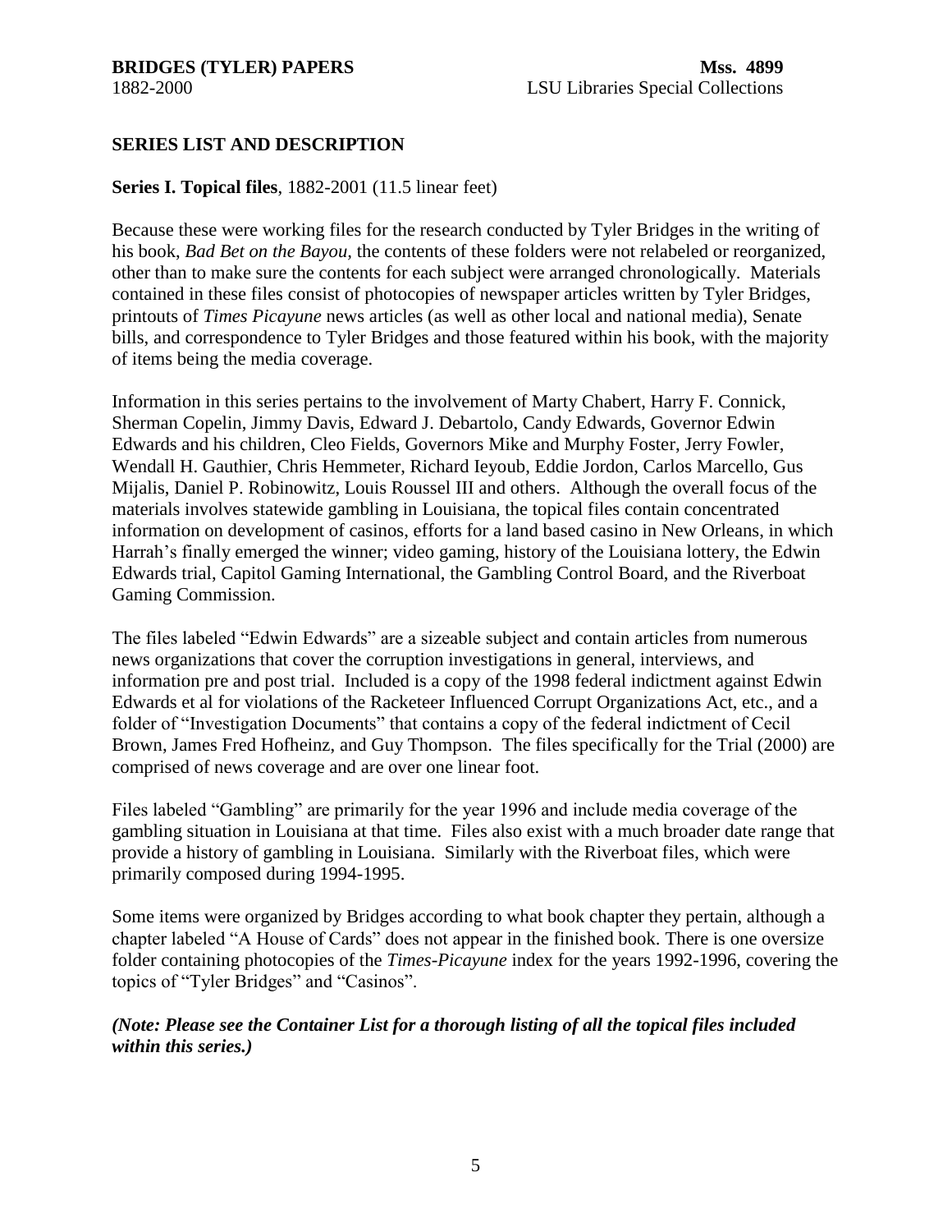## SERIES LIST AND DESCRIPTION

**Series I. Topical files**, 1882-2001 (11.5 linear feet)

Because these were working files for the research conducted by Tyler Bridges in the writing of his book, *Bad Bet on the Bayou*, the contents of these folders were not relabeled or reorganized, other than to make sure the contents for each subject were arranged chronologically. Materials contained in these files consist of photocopies of newspaper articles written by Tyler Bridges, printouts of *Times Picayune* news articles (as well as other local and national media), Senate bills, and correspondence to Tyler Bridges and those featured within his book, with the majority of items being the media coverage.

Information in this series pertains to the involvement of Marty Chabert, Harry F. Connick, Sherman Copelin, Jimmy Davis, Edward J. Debartolo, Candy Edwards, Governor Edwin Edwards and his children, Cleo Fields, Governors Mike and Murphy Foster, Jerry Fowler, Wendall H. Gauthier, Chris Hemmeter, Richard Ieyoub, Eddie Jordon, Carlos Marcello, Gus Mijalis, Daniel P. Robinowitz, Louis Roussel III and others. Although the overall focus of the materials involves statewide gambling in Louisiana, the topical files contain concentrated information on development of casinos, efforts for a land based casino in New Orleans, in which Harrah's finally emerged the winner; video gaming, history of the Louisiana lottery, the Edwin Edwards trial, Capitol Gaming International, the Gambling Control Board, and the Riverboat Gaming Commission.

The files labeled "Edwin Edwards" are a sizeable subject and contain articles from numerous news organizations that cover the corruption investigations in general, interviews, and information pre and post trial. Included is a copy of the 1998 federal indictment against Edwin Edwards et al for violations of the Racketeer Influenced Corrupt Organizations Act, etc., and a folder of "Investigation Documents" that contains a copy of the federal indictment of Cecil Brown, James Fred Hofheinz, and Guy Thompson. The files specifically for the Trial (2000) are comprised of news coverage and are over one linear foot.

Files labeled "Gambling" are primarily for the year 1996 and include media coverage of the gambling situation in Louisiana at that time. Files also exist with a much broader date range that provide a history of gambling in Louisiana. Similarly with the Riverboat files, which were primarily composed during 1994-1995.

Some items were organized by Bridges according to what book chapter they pertain, although a chapter labeled "A House of Cards" does not appear in the finished book. There is one oversize folder containing photocopies of the *Times-Picayune* index for the years 1992-1996, covering the topics of "Tyler Bridges" and "Casinos".

***(Note: Please see the Container List for a thorough listing of all the topical files included within this series.)***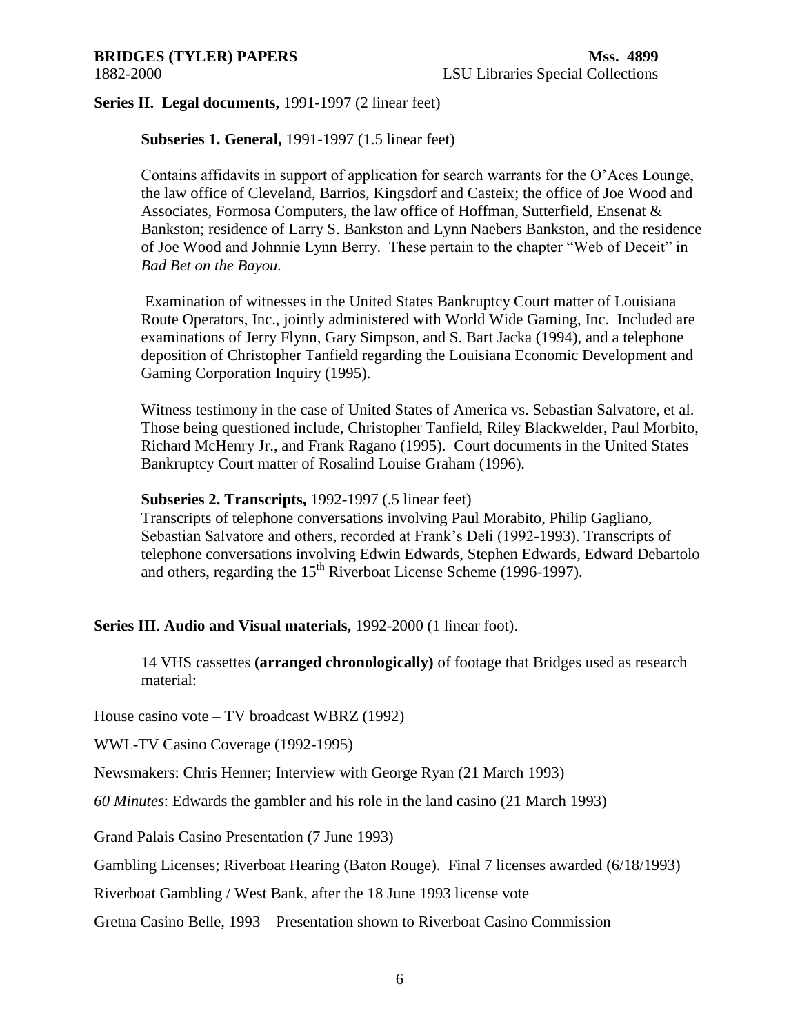**Series II. Legal documents,** 1991-1997 (2 linear feet)

**Subseries 1. General,** 1991-1997 (1.5 linear feet)

Contains affidavits in support of application for search warrants for the O'Aces Lounge, the law office of Cleveland, Barrios, Kingsdorf and Casteix; the office of Joe Wood and Associates, Formosa Computers, the law office of Hoffman, Sutterfield, Ensenat & Bankston; residence of Larry S. Bankston and Lynn Naebers Bankston, and the residence of Joe Wood and Johnnie Lynn Berry. These pertain to the chapter "Web of Deceit" in *Bad Bet on the Bayou.*

Examination of witnesses in the United States Bankruptcy Court matter of Louisiana Route Operators, Inc., jointly administered with World Wide Gaming, Inc. Included are examinations of Jerry Flynn, Gary Simpson, and S. Bart Jacka (1994), and a telephone deposition of Christopher Tanfield regarding the Louisiana Economic Development and Gaming Corporation Inquiry (1995).

Witness testimony in the case of United States of America vs. Sebastian Salvatore, et al. Those being questioned include, Christopher Tanfield, Riley Blackwelder, Paul Morbito, Richard McHenry Jr., and Frank Ragano (1995). Court documents in the United States Bankruptcy Court matter of Rosalind Louise Graham (1996).

**Subseries 2. Transcripts,** 1992-1997 (.5 linear feet)

Transcripts of telephone conversations involving Paul Morabito, Philip Gagliano, Sebastian Salvatore and others, recorded at Frank's Deli (1992-1993). Transcripts of telephone conversations involving Edwin Edwards, Stephen Edwards, Edward Debartolo and others, regarding the 15th Riverboat License Scheme (1996-1997).

**Series III. Audio and Visual materials,** 1992-2000 (1 linear foot).

14 VHS cassettes **(arranged chronologically)** of footage that Bridges used as research material:

House casino vote – TV broadcast WBRZ (1992)

WWL-TV Casino Coverage (1992-1995)

Newsmakers: Chris Henner; Interview with George Ryan (21 March 1993)

*60 Minutes*: Edwards the gambler and his role in the land casino (21 March 1993)

Grand Palais Casino Presentation (7 June 1993)

Gambling Licenses; Riverboat Hearing (Baton Rouge). Final 7 licenses awarded (6/18/1993)

Riverboat Gambling / West Bank, after the 18 June 1993 license vote

Gretna Casino Belle, 1993 – Presentation shown to Riverboat Casino Commission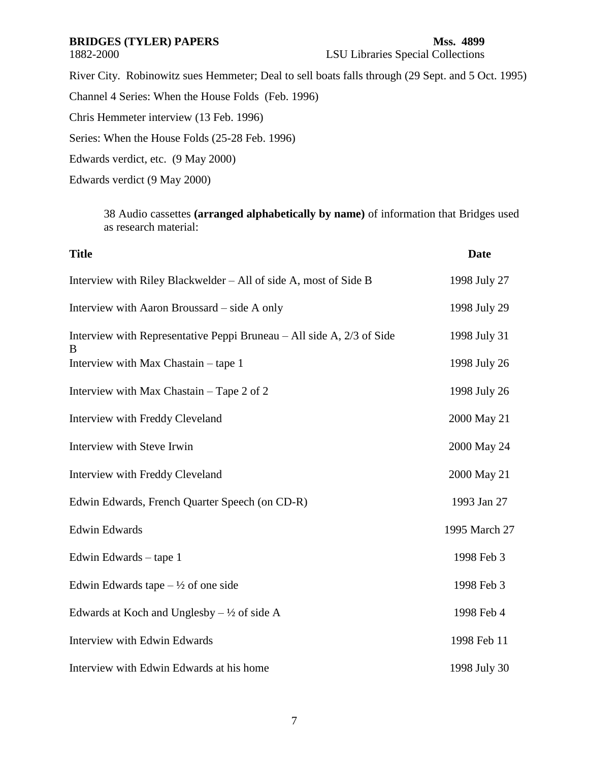River City. Robinowitz sues Hemmeter; Deal to sell boats falls through (29 Sept. and 5 Oct. 1995)

Channel 4 Series: When the House Folds (Feb. 1996)

Chris Hemmeter interview (13 Feb. 1996)

Series: When the House Folds (25-28 Feb. 1996)

Edwards verdict, etc. (9 May 2000)

Edwards verdict (9 May 2000)

> 38 Audio cassettes **(arranged alphabetically by name)** of information that Bridges used as research material:

| **Title** | **Date** |
|---|---|
| Interview with Riley Blackwelder – All of side A, most of Side B | 1998 July 27 |
| Interview with Aaron Broussard – side A only | 1998 July 29 |
| Interview with Representative Peppi Bruneau – All side A, 2/3 of Side B | 1998 July 31 |
| Interview with Max Chastain – tape 1 | 1998 July 26 |
| Interview with Max Chastain – Tape 2 of 2 | 1998 July 26 |
| Interview with Freddy Cleveland | 2000 May 21 |
| Interview with Steve Irwin | 2000 May 24 |
| Interview with Freddy Cleveland | 2000 May 21 |
| Edwin Edwards, French Quarter Speech (on CD-R) | 1993 Jan 27 |
| Edwin Edwards | 1995 March 27 |
| Edwin Edwards – tape 1 | 1998 Feb 3 |
| Edwin Edwards tape – ½ of one side | 1998 Feb 3 |
| Edwards at Koch and Unglesby – ½ of side A | 1998 Feb 4 |
| Interview with Edwin Edwards | 1998 Feb 11 |
| Interview with Edwin Edwards at his home | 1998 July 30 |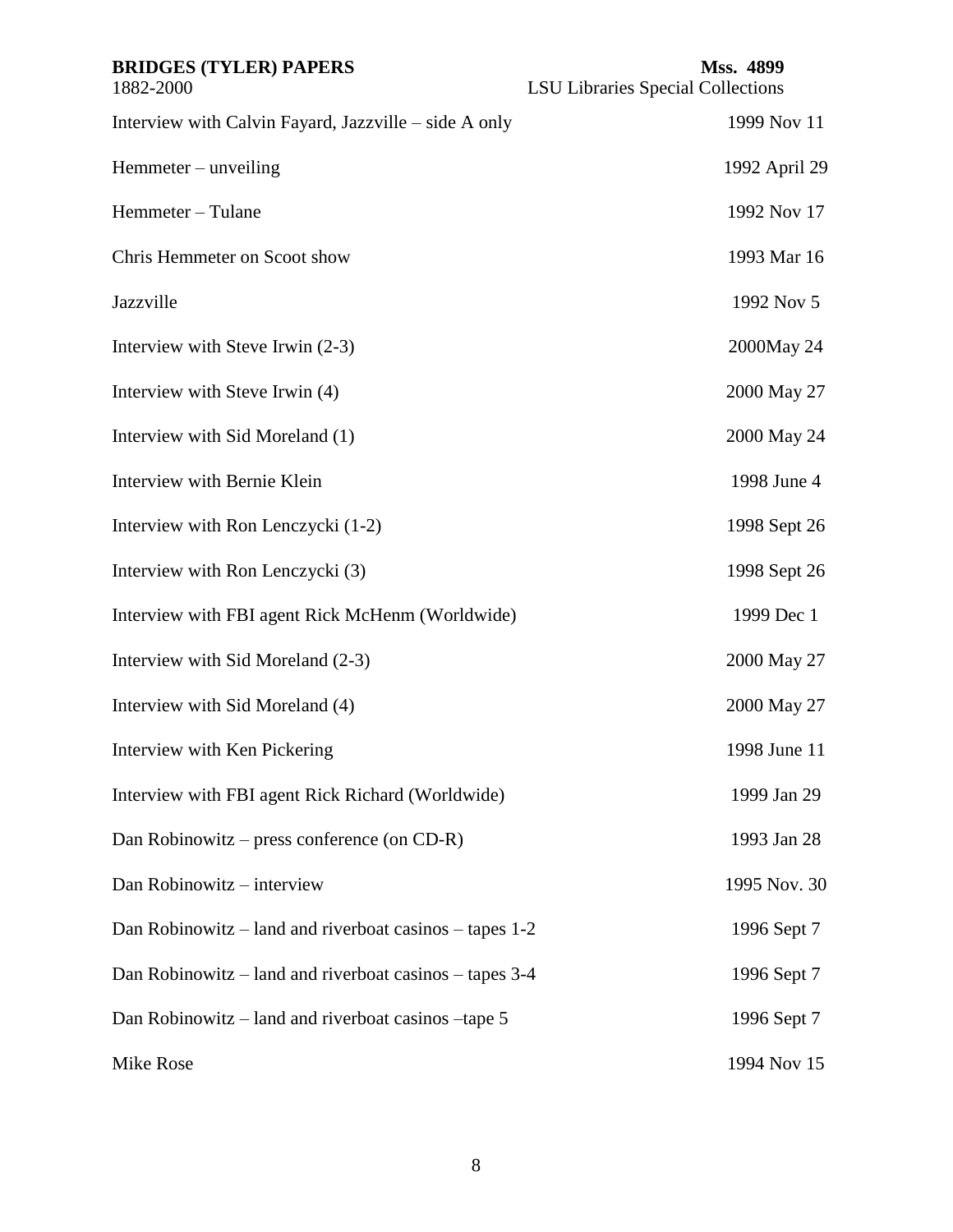| | |
|---|---|
| Interview with Calvin Fayard, Jazzville – side A only | 1999 Nov 11 |
| Hemmeter – unveiling | 1992 April 29 |
| Hemmeter – Tulane | 1992 Nov 17 |
| Chris Hemmeter on Scoot show | 1993 Mar 16 |
| Jazzville | 1992 Nov 5 |
| Interview with Steve Irwin (2-3) | 2000May 24 |
| Interview with Steve Irwin (4) | 2000 May 27 |
| Interview with Sid Moreland (1) | 2000 May 24 |
| Interview with Bernie Klein | 1998 June 4 |
| Interview with Ron Lenczycki (1-2) | 1998 Sept 26 |
| Interview with Ron Lenczycki (3) | 1998 Sept 26 |
| Interview with FBI agent Rick McHenm (Worldwide) | 1999 Dec 1 |
| Interview with Sid Moreland (2-3) | 2000 May 27 |
| Interview with Sid Moreland (4) | 2000 May 27 |
| Interview with Ken Pickering | 1998 June 11 |
| Interview with FBI agent Rick Richard (Worldwide) | 1999 Jan 29 |
| Dan Robinowitz – press conference (on CD-R) | 1993 Jan 28 |
| Dan Robinowitz – interview | 1995 Nov. 30 |
| Dan Robinowitz – land and riverboat casinos – tapes 1-2 | 1996 Sept 7 |
| Dan Robinowitz – land and riverboat casinos – tapes 3-4 | 1996 Sept 7 |
| Dan Robinowitz – land and riverboat casinos –tape 5 | 1996 Sept 7 |
| Mike Rose | 1994 Nov 15 |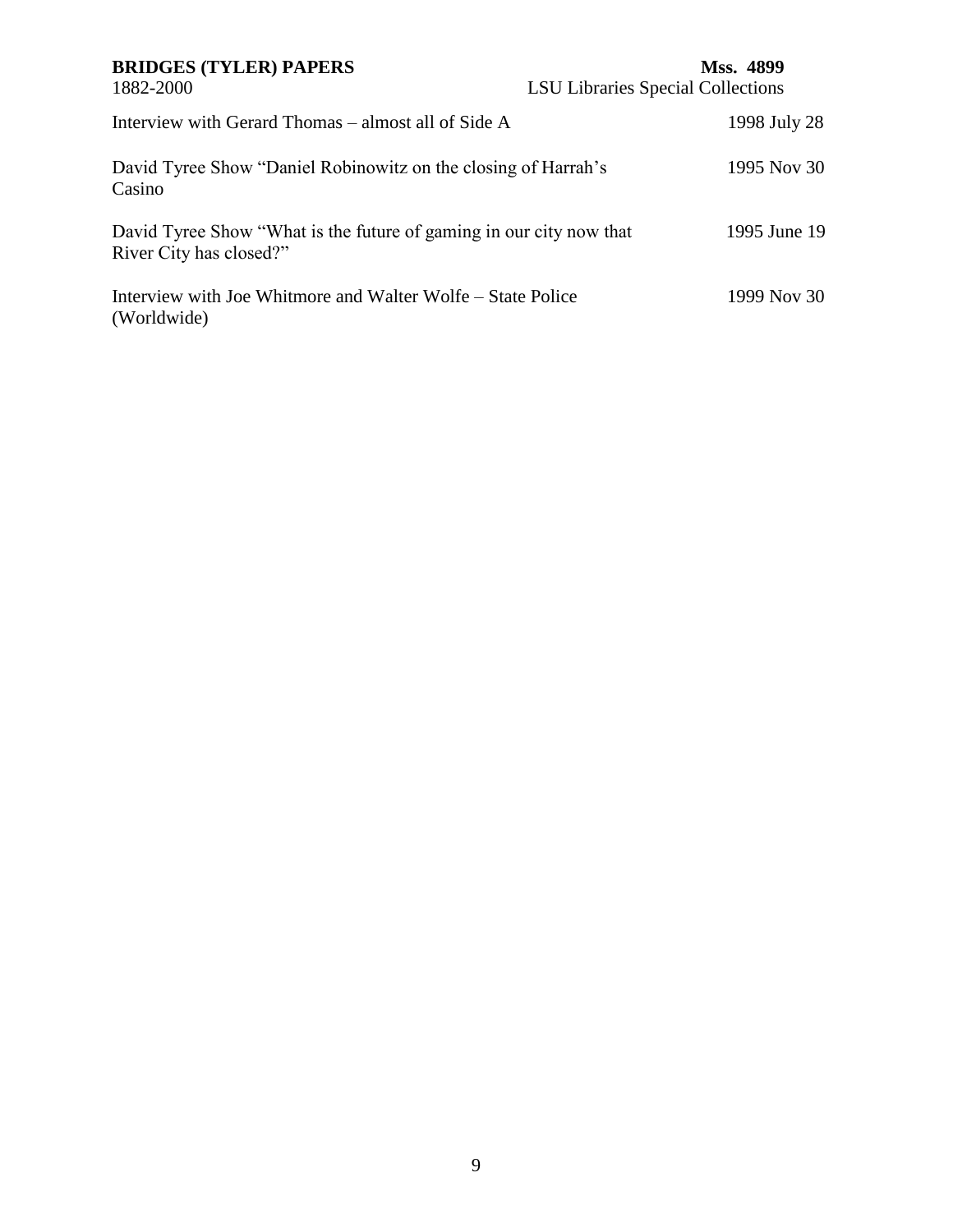| | |
|---|---|
| Interview with Gerard Thomas – almost all of Side A | 1998 July 28 |
| David Tyree Show "Daniel Robinowitz on the closing of Harrah's Casino | 1995 Nov 30 |
| David Tyree Show "What is the future of gaming in our city now that River City has closed?" | 1995 June 19 |
| Interview with Joe Whitmore and Walter Wolfe – State Police (Worldwide) | 1999 Nov 30 |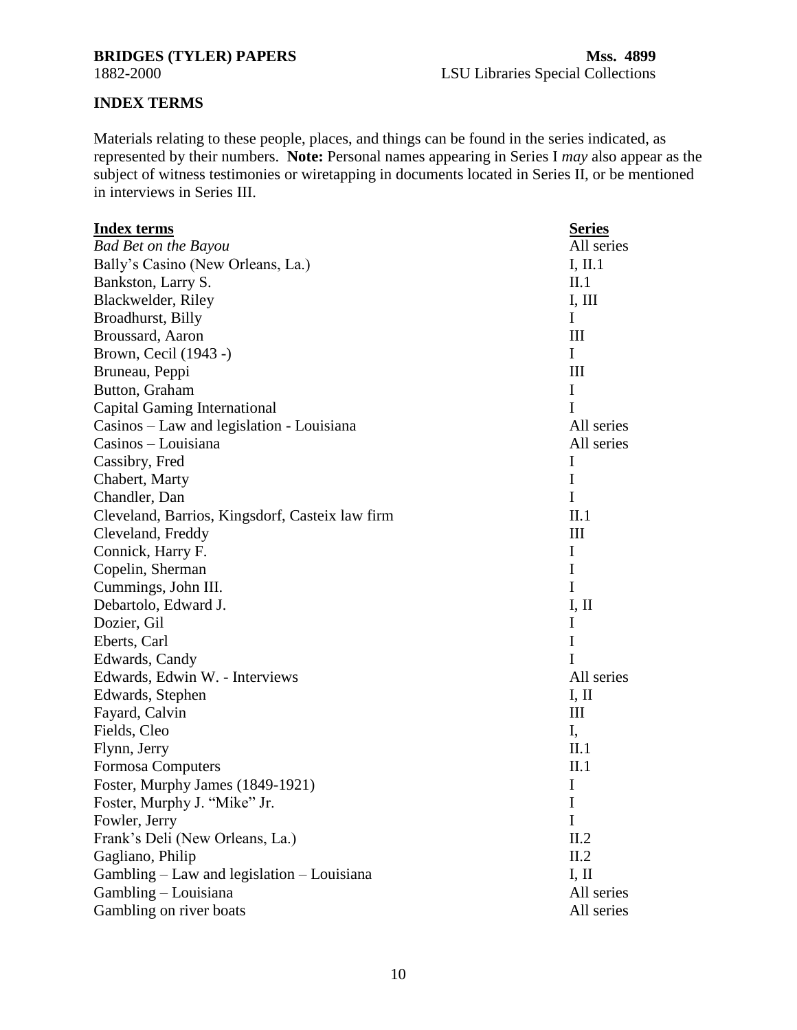**BRIDGES (TYLER) PAPERS** **Mss. 4899**
1882-2000 LSU Libraries Special Collections

**INDEX TERMS**

Materials relating to these people, places, and things can be found in the series indicated, as represented by their numbers. **Note:** Personal names appearing in Series I *may* also appear as the subject of witness testimonies or wiretapping in documents located in Series II, or be mentioned in interviews in Series III.

| Index terms | Series |
|---|---|
| *Bad Bet on the Bayou* | All series |
| Bally's Casino (New Orleans, La.) | I, II.1 |
| Bankston, Larry S. | II.1 |
| Blackwelder, Riley | I, III |
| Broadhurst, Billy | I |
| Broussard, Aaron | III |
| Brown, Cecil (1943 -) | I |
| Bruneau, Peppi | III |
| Button, Graham | I |
| Capital Gaming International | I |
| Casinos – Law and legislation - Louisiana | All series |
| Casinos – Louisiana | All series |
| Cassibry, Fred | I |
| Chabert, Marty | I |
| Chandler, Dan | I |
| Cleveland, Barrios, Kingsdorf, Casteix law firm | II.1 |
| Cleveland, Freddy | III |
| Connick, Harry F. | I |
| Copelin, Sherman | I |
| Cummings, John III. | I |
| Debartolo, Edward J. | I, II |
| Dozier, Gil | I |
| Eberts, Carl | I |
| Edwards, Candy | I |
| Edwards, Edwin W. - Interviews | All series |
| Edwards, Stephen | I, II |
| Fayard, Calvin | III |
| Fields, Cleo | I, |
| Flynn, Jerry | II.1 |
| Formosa Computers | II.1 |
| Foster, Murphy James (1849-1921) | I |
| Foster, Murphy J. "Mike" Jr. | I |
| Fowler, Jerry | I |
| Frank's Deli (New Orleans, La.) | II.2 |
| Gagliano, Philip | II.2 |
| Gambling – Law and legislation – Louisiana | I, II |
| Gambling – Louisiana | All series |
| Gambling on river boats | All series |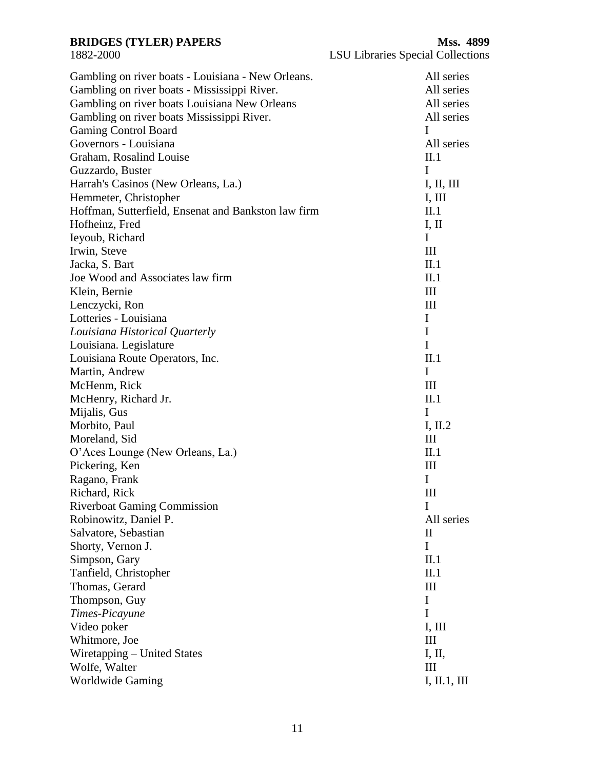| | |
|---|---|
| Gambling on river boats - Louisiana - New Orleans. | All series |
| Gambling on river boats - Mississippi River. | All series |
| Gambling on river boats Louisiana New Orleans | All series |
| Gambling on river boats Mississippi River. | All series |
| Gaming Control Board | I |
| Governors - Louisiana | All series |
| Graham, Rosalind Louise | II.1 |
| Guzzardo, Buster | I |
| Harrah's Casinos (New Orleans, La.) | I, II, III |
| Hemmeter, Christopher | I, III |
| Hoffman, Sutterfield, Ensenat and Bankston law firm | II.1 |
| Hofheinz, Fred | I, II |
| Ieyoub, Richard | I |
| Irwin, Steve | III |
| Jacka, S. Bart | II.1 |
| Joe Wood and Associates law firm | II.1 |
| Klein, Bernie | III |
| Lenczycki, Ron | III |
| Lotteries - Louisiana | I |
| *Louisiana Historical Quarterly* | I |
| Louisiana. Legislature | I |
| Louisiana Route Operators, Inc. | II.1 |
| Martin, Andrew | I |
| McHenm, Rick | III |
| McHenry, Richard Jr. | II.1 |
| Mijalis, Gus | I |
| Morbito, Paul | I, II.2 |
| Moreland, Sid | III |
| O'Aces Lounge (New Orleans, La.) | II.1 |
| Pickering, Ken | III |
| Ragano, Frank | I |
| Richard, Rick | III |
| Riverboat Gaming Commission | I |
| Robinowitz, Daniel P. | All series |
| Salvatore, Sebastian | II |
| Shorty, Vernon J. | I |
| Simpson, Gary | II.1 |
| Tanfield, Christopher | II.1 |
| Thomas, Gerard | III |
| Thompson, Guy | I |
| *Times-Picayune* | I |
| Video poker | I, III |
| Whitmore, Joe | III |
| Wiretapping – United States | I, II, |
| Wolfe, Walter | III |
| Worldwide Gaming | I, II.1, III |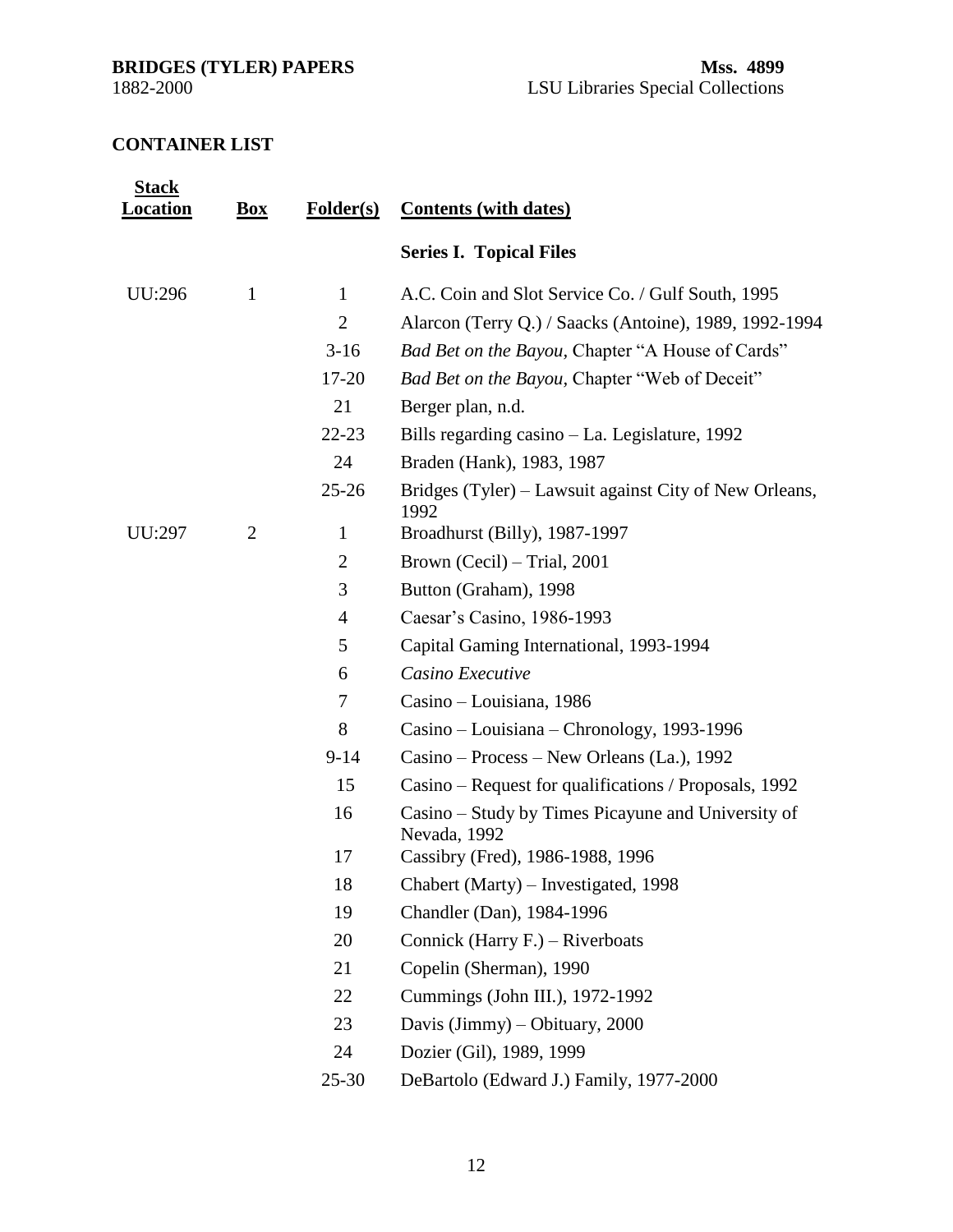## CONTAINER LIST

| Stack Location | Box | Folder(s) | Contents (with dates) |
|---|---|---|---|
| | | | **Series I. Topical Files** |
| UU:296 | 1 | 1 | A.C. Coin and Slot Service Co. / Gulf South, 1995 |
| | | 2 | Alarcon (Terry Q.) / Saacks (Antoine), 1989, 1992-1994 |
| | | 3-16 | *Bad Bet on the Bayou*, Chapter "A House of Cards" |
| | | 17-20 | *Bad Bet on the Bayou*, Chapter "Web of Deceit" |
| | | 21 | Berger plan, n.d. |
| | | 22-23 | Bills regarding casino – La. Legislature, 1992 |
| | | 24 | Braden (Hank), 1983, 1987 |
| | | 25-26 | Bridges (Tyler) – Lawsuit against City of New Orleans, 1992 |
| UU:297 | 2 | 1 | Broadhurst (Billy), 1987-1997 |
| | | 2 | Brown (Cecil) – Trial, 2001 |
| | | 3 | Button (Graham), 1998 |
| | | 4 | Caesar's Casino, 1986-1993 |
| | | 5 | Capital Gaming International, 1993-1994 |
| | | 6 | *Casino Executive* |
| | | 7 | Casino – Louisiana, 1986 |
| | | 8 | Casino – Louisiana – Chronology, 1993-1996 |
| | | 9-14 | Casino – Process – New Orleans (La.), 1992 |
| | | 15 | Casino – Request for qualifications / Proposals, 1992 |
| | | 16 | Casino – Study by Times Picayune and University of Nevada, 1992 |
| | | 17 | Cassibry (Fred), 1986-1988, 1996 |
| | | 18 | Chabert (Marty) – Investigated, 1998 |
| | | 19 | Chandler (Dan), 1984-1996 |
| | | 20 | Connick (Harry F.) – Riverboats |
| | | 21 | Copelin (Sherman), 1990 |
| | | 22 | Cummings (John III.), 1972-1992 |
| | | 23 | Davis (Jimmy) – Obituary, 2000 |
| | | 24 | Dozier (Gil), 1989, 1999 |
| | | 25-30 | DeBartolo (Edward J.) Family, 1977-2000 |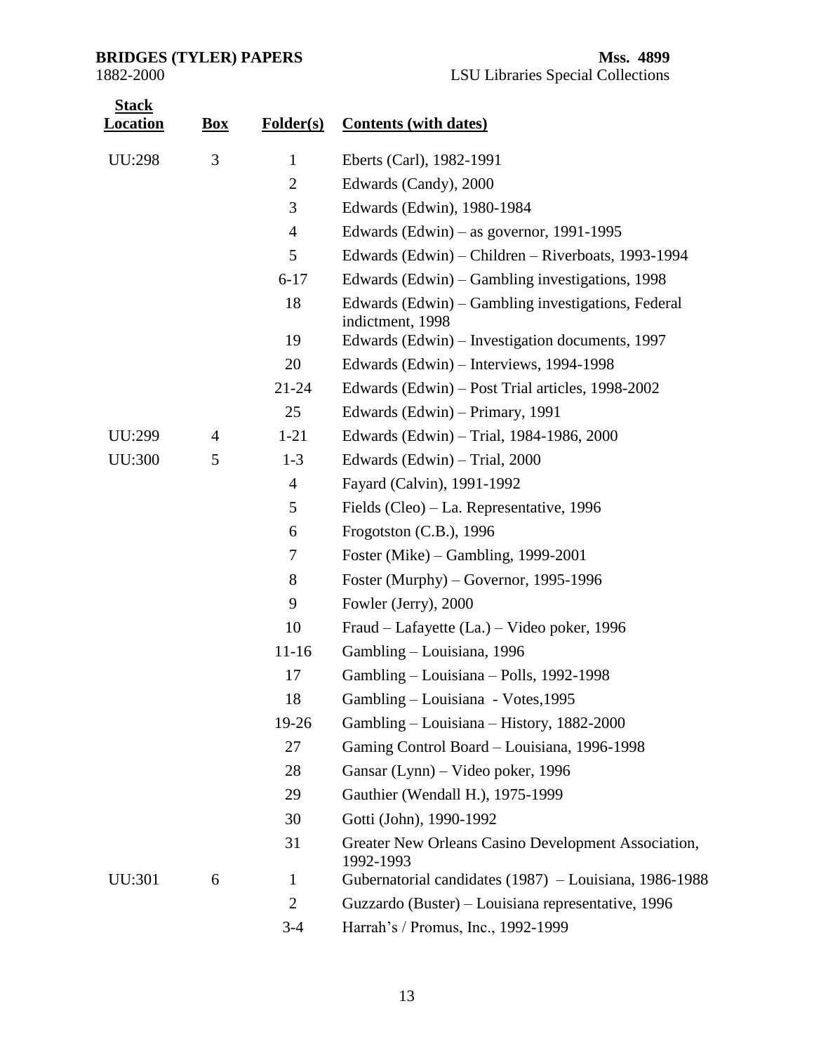| Stack Location | Box | Folder(s) | Contents (with dates) |
|---|---|---|---|
| UU:298 | 3 | 1 | Eberts (Carl), 1982-1991 |
| | | 2 | Edwards (Candy), 2000 |
| | | 3 | Edwards (Edwin), 1980-1984 |
| | | 4 | Edwards (Edwin) – as governor, 1991-1995 |
| | | 5 | Edwards (Edwin) – Children – Riverboats, 1993-1994 |
| | | 6-17 | Edwards (Edwin) – Gambling investigations, 1998 |
| | | 18 | Edwards (Edwin) – Gambling investigations, Federal indictment, 1998 |
| | | 19 | Edwards (Edwin) – Investigation documents, 1997 |
| | | 20 | Edwards (Edwin) – Interviews, 1994-1998 |
| | | 21-24 | Edwards (Edwin) – Post Trial articles, 1998-2002 |
| | | 25 | Edwards (Edwin) – Primary, 1991 |
| UU:299 | 4 | 1-21 | Edwards (Edwin) – Trial, 1984-1986, 2000 |
| UU:300 | 5 | 1-3 | Edwards (Edwin) – Trial, 2000 |
| | | 4 | Fayard (Calvin), 1991-1992 |
| | | 5 | Fields (Cleo) – La. Representative, 1996 |
| | | 6 | Frogotston (C.B.), 1996 |
| | | 7 | Foster (Mike) – Gambling, 1999-2001 |
| | | 8 | Foster (Murphy) – Governor, 1995-1996 |
| | | 9 | Fowler (Jerry), 2000 |
| | | 10 | Fraud – Lafayette (La.) – Video poker, 1996 |
| | | 11-16 | Gambling – Louisiana, 1996 |
| | | 17 | Gambling – Louisiana – Polls, 1992-1998 |
| | | 18 | Gambling – Louisiana - Votes,1995 |
| | | 19-26 | Gambling – Louisiana – History, 1882-2000 |
| | | 27 | Gaming Control Board – Louisiana, 1996-1998 |
| | | 28 | Gansar (Lynn) – Video poker, 1996 |
| | | 29 | Gauthier (Wendall H.), 1975-1999 |
| | | 30 | Gotti (John), 1990-1992 |
| | | 31 | Greater New Orleans Casino Development Association, 1992-1993 |
| UU:301 | 6 | 1 | Gubernatorial candidates (1987) – Louisiana, 1986-1988 |
| | | 2 | Guzzardo (Buster) – Louisiana representative, 1996 |
| | | 3-4 | Harrah's / Promus, Inc., 1992-1999 |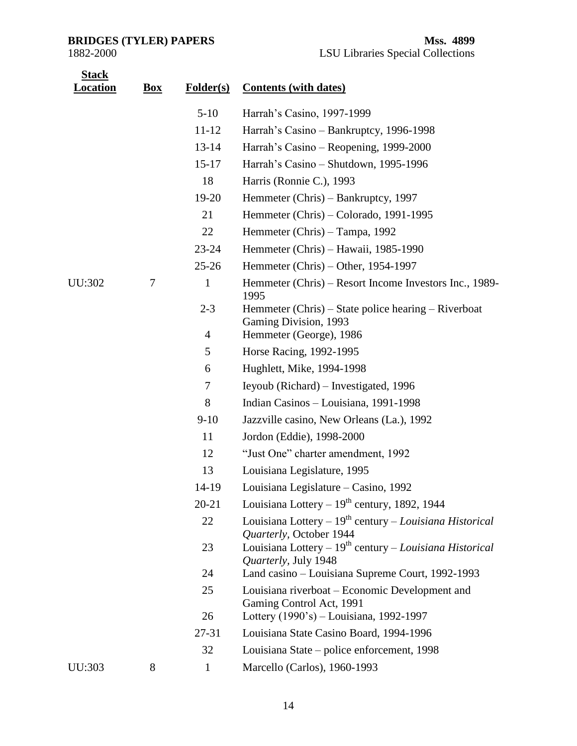| Stack Location | Box | Folder(s) | Contents (with dates) |
|---|---|---|---|
| | | 5-10 | Harrah's Casino, 1997-1999 |
| | | 11-12 | Harrah's Casino – Bankruptcy, 1996-1998 |
| | | 13-14 | Harrah's Casino – Reopening, 1999-2000 |
| | | 15-17 | Harrah's Casino – Shutdown, 1995-1996 |
| | | 18 | Harris (Ronnie C.), 1993 |
| | | 19-20 | Hemmeter (Chris) – Bankruptcy, 1997 |
| | | 21 | Hemmeter (Chris) – Colorado, 1991-1995 |
| | | 22 | Hemmeter (Chris) – Tampa, 1992 |
| | | 23-24 | Hemmeter (Chris) – Hawaii, 1985-1990 |
| | | 25-26 | Hemmeter (Chris) – Other, 1954-1997 |
| UU:302 | 7 | 1 | Hemmeter (Chris) – Resort Income Investors Inc., 1989-1995 |
| | | 2-3 | Hemmeter (Chris) – State police hearing – Riverboat Gaming Division, 1993 |
| | | 4 | Hemmeter (George), 1986 |
| | | 5 | Horse Racing, 1992-1995 |
| | | 6 | Hughlett, Mike, 1994-1998 |
| | | 7 | Ieyoub (Richard) – Investigated, 1996 |
| | | 8 | Indian Casinos – Louisiana, 1991-1998 |
| | | 9-10 | Jazzville casino, New Orleans (La.), 1992 |
| | | 11 | Jordon (Eddie), 1998-2000 |
| | | 12 | "Just One" charter amendment, 1992 |
| | | 13 | Louisiana Legislature, 1995 |
| | | 14-19 | Louisiana Legislature – Casino, 1992 |
| | | 20-21 | Louisiana Lottery – 19th century, 1892, 1944 |
| | | 22 | Louisiana Lottery – 19th century – *Louisiana Historical Quarterly*, October 1944 |
| | | 23 | Louisiana Lottery – 19th century – *Louisiana Historical Quarterly,* July 1948 |
| | | 24 | Land casino – Louisiana Supreme Court, 1992-1993 |
| | | 25 | Louisiana riverboat – Economic Development and Gaming Control Act, 1991 |
| | | 26 | Lottery (1990's) – Louisiana, 1992-1997 |
| | | 27-31 | Louisiana State Casino Board, 1994-1996 |
| | | 32 | Louisiana State – police enforcement, 1998 |
| UU:303 | 8 | 1 | Marcello (Carlos), 1960-1993 |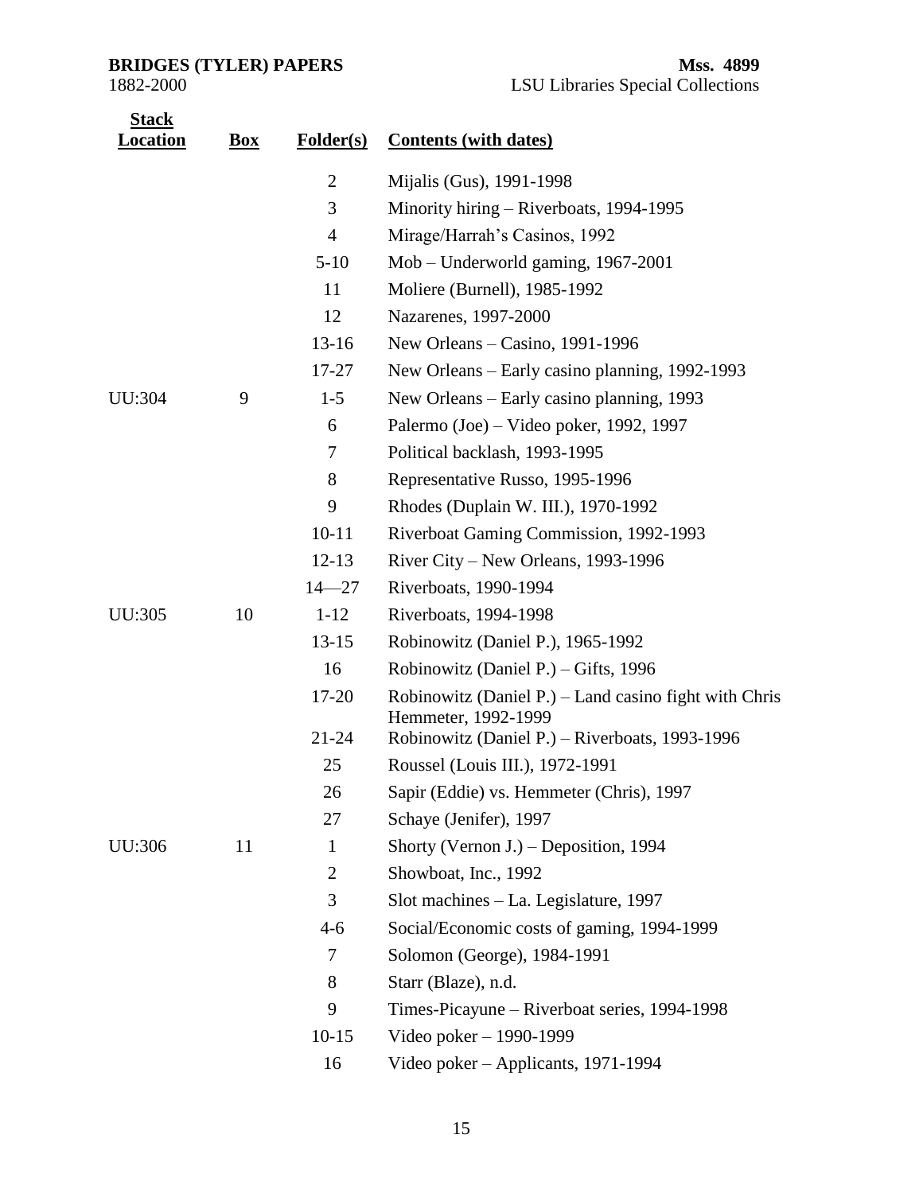**BRIDGES (TYLER) PAPERS** **Mss. 4899**
1882-2000 LSU Libraries Special Collections

| Stack Location | Box | Folder(s) | Contents (with dates) |
|---|---|---|---|
| | | 2 | Mijalis (Gus), 1991-1998 |
| | | 3 | Minority hiring – Riverboats, 1994-1995 |
| | | 4 | Mirage/Harrah's Casinos, 1992 |
| | | 5-10 | Mob – Underworld gaming, 1967-2001 |
| | | 11 | Moliere (Burnell), 1985-1992 |
| | | 12 | Nazarenes, 1997-2000 |
| | | 13-16 | New Orleans – Casino, 1991-1996 |
| | | 17-27 | New Orleans – Early casino planning, 1992-1993 |
| UU:304 | 9 | 1-5 | New Orleans – Early casino planning, 1993 |
| | | 6 | Palermo (Joe) – Video poker, 1992, 1997 |
| | | 7 | Political backlash, 1993-1995 |
| | | 8 | Representative Russo, 1995-1996 |
| | | 9 | Rhodes (Duplain W. III.), 1970-1992 |
| | | 10-11 | Riverboat Gaming Commission, 1992-1993 |
| | | 12-13 | River City – New Orleans, 1993-1996 |
| | | 14—27 | Riverboats, 1990-1994 |
| UU:305 | 10 | 1-12 | Riverboats, 1994-1998 |
| | | 13-15 | Robinowitz (Daniel P.), 1965-1992 |
| | | 16 | Robinowitz (Daniel P.) – Gifts, 1996 |
| | | 17-20 | Robinowitz (Daniel P.) – Land casino fight with Chris Hemmeter, 1992-1999 |
| | | 21-24 | Robinowitz (Daniel P.) – Riverboats, 1993-1996 |
| | | 25 | Roussel (Louis III.), 1972-1991 |
| | | 26 | Sapir (Eddie) vs. Hemmeter (Chris), 1997 |
| | | 27 | Schaye (Jenifer), 1997 |
| UU:306 | 11 | 1 | Shorty (Vernon J.) – Deposition, 1994 |
| | | 2 | Showboat, Inc., 1992 |
| | | 3 | Slot machines – La. Legislature, 1997 |
| | | 4-6 | Social/Economic costs of gaming, 1994-1999 |
| | | 7 | Solomon (George), 1984-1991 |
| | | 8 | Starr (Blaze), n.d. |
| | | 9 | Times-Picayune – Riverboat series, 1994-1998 |
| | | 10-15 | Video poker – 1990-1999 |
| | | 16 | Video poker – Applicants, 1971-1994 |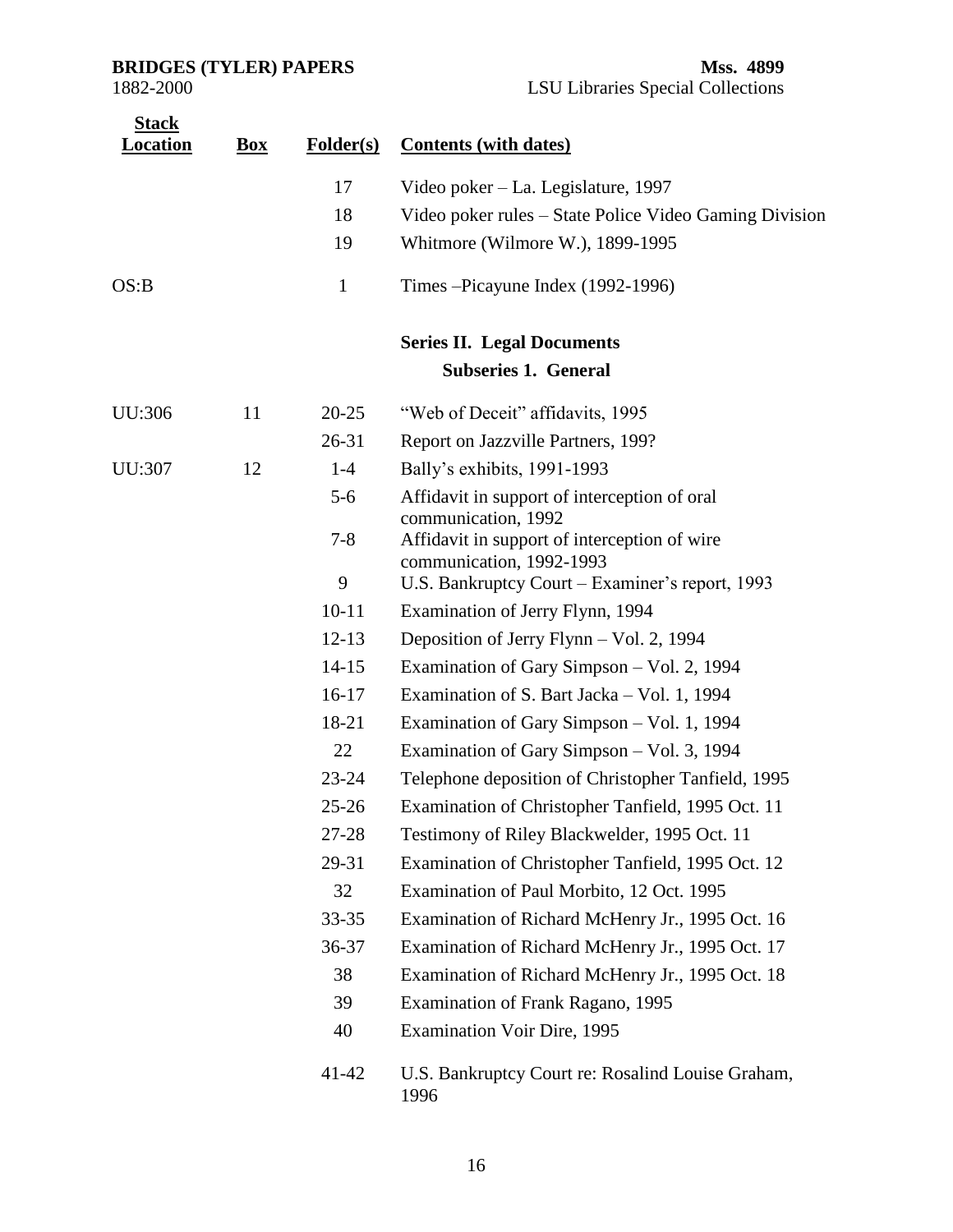| Stack Location | Box | Folder(s) | Contents (with dates) |
|---|---|---|---|
| | | 17 | Video poker – La. Legislature, 1997 |
| | | 18 | Video poker rules – State Police Video Gaming Division |
| | | 19 | Whitmore (Wilmore W.), 1899-1995 |
| OS:B | | 1 | Times –Picayune Index (1992-1996) |

**Series II. Legal Documents**

**Subseries 1. General**

| Stack Location | Box | Folder(s) | Contents (with dates) |
|---|---|---|---|
| UU:306 | 11 | 20-25 | "Web of Deceit" affidavits, 1995 |
| | | 26-31 | Report on Jazzville Partners, 199? |
| UU:307 | 12 | 1-4 | Bally's exhibits, 1991-1993 |
| | | 5-6 | Affidavit in support of interception of oral communication, 1992 |
| | | 7-8 | Affidavit in support of interception of wire communication, 1992-1993 |
| | | 9 | U.S. Bankruptcy Court – Examiner's report, 1993 |
| | | 10-11 | Examination of Jerry Flynn, 1994 |
| | | 12-13 | Deposition of Jerry Flynn – Vol. 2, 1994 |
| | | 14-15 | Examination of Gary Simpson – Vol. 2, 1994 |
| | | 16-17 | Examination of S. Bart Jacka – Vol. 1, 1994 |
| | | 18-21 | Examination of Gary Simpson – Vol. 1, 1994 |
| | | 22 | Examination of Gary Simpson – Vol. 3, 1994 |
| | | 23-24 | Telephone deposition of Christopher Tanfield, 1995 |
| | | 25-26 | Examination of Christopher Tanfield, 1995 Oct. 11 |
| | | 27-28 | Testimony of Riley Blackwelder, 1995 Oct. 11 |
| | | 29-31 | Examination of Christopher Tanfield, 1995 Oct. 12 |
| | | 32 | Examination of Paul Morbito, 12 Oct. 1995 |
| | | 33-35 | Examination of Richard McHenry Jr., 1995 Oct. 16 |
| | | 36-37 | Examination of Richard McHenry Jr., 1995 Oct. 17 |
| | | 38 | Examination of Richard McHenry Jr., 1995 Oct. 18 |
| | | 39 | Examination of Frank Ragano, 1995 |
| | | 40 | Examination Voir Dire, 1995 |
| | | 41-42 | U.S. Bankruptcy Court re: Rosalind Louise Graham, 1996 |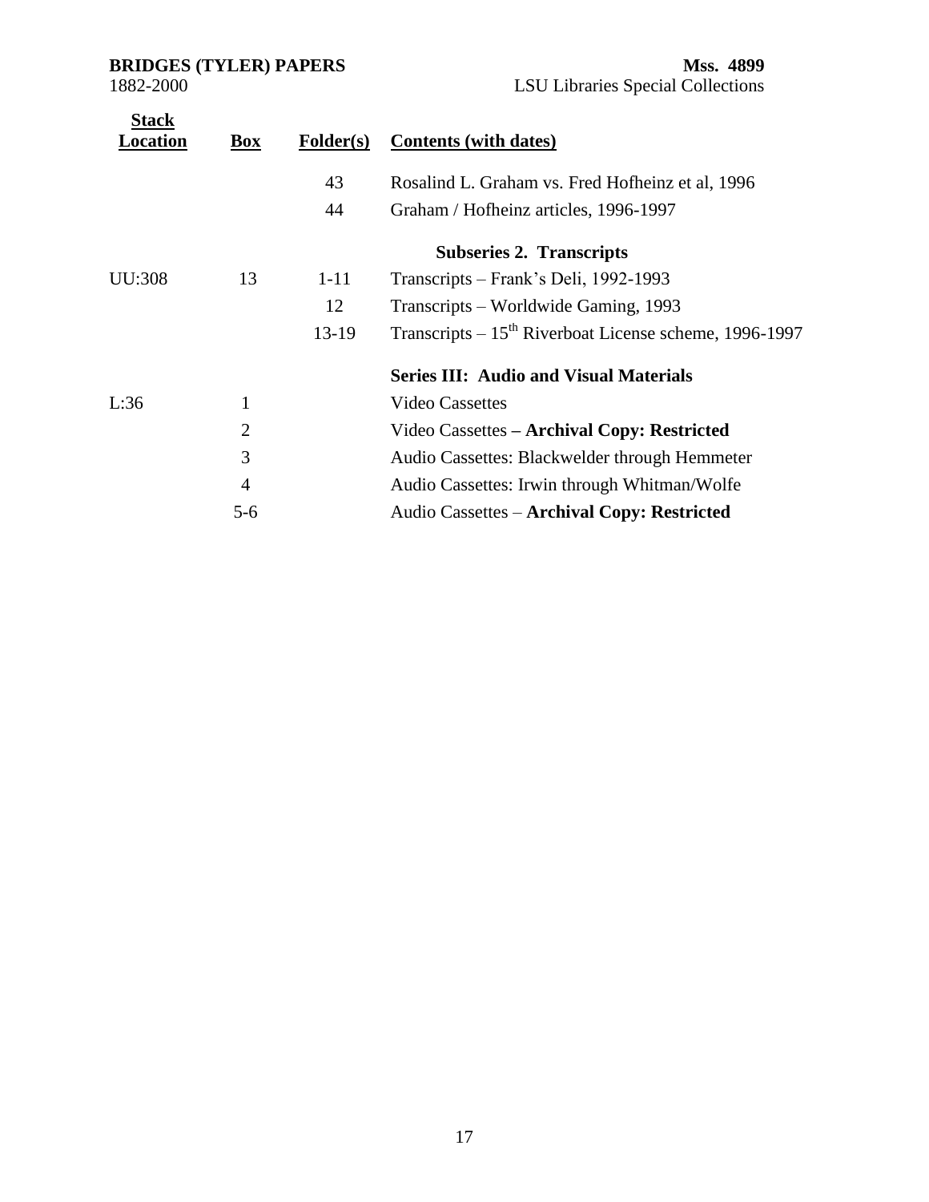| Stack Location | Box | Folder(s) | Contents (with dates) |
|---|---|---|---|
| | | 43 | Rosalind L. Graham vs. Fred Hofheinz et al, 1996 |
| | | 44 | Graham / Hofheinz articles, 1996-1997 |
| | | | **Subseries 2. Transcripts** |
| UU:308 | 13 | 1-11 | Transcripts – Frank's Deli, 1992-1993 |
| | | 12 | Transcripts – Worldwide Gaming, 1993 |
| | | 13-19 | Transcripts – 15th Riverboat License scheme, 1996-1997 |
| | | | **Series III: Audio and Visual Materials** |
| L:36 | 1 | | Video Cassettes |
| | 2 | | Video Cassettes **– Archival Copy: Restricted** |
| | 3 | | Audio Cassettes: Blackwelder through Hemmeter |
| | 4 | | Audio Cassettes: Irwin through Whitman/Wolfe |
| | 5-6 | | Audio Cassettes – **Archival Copy: Restricted** |